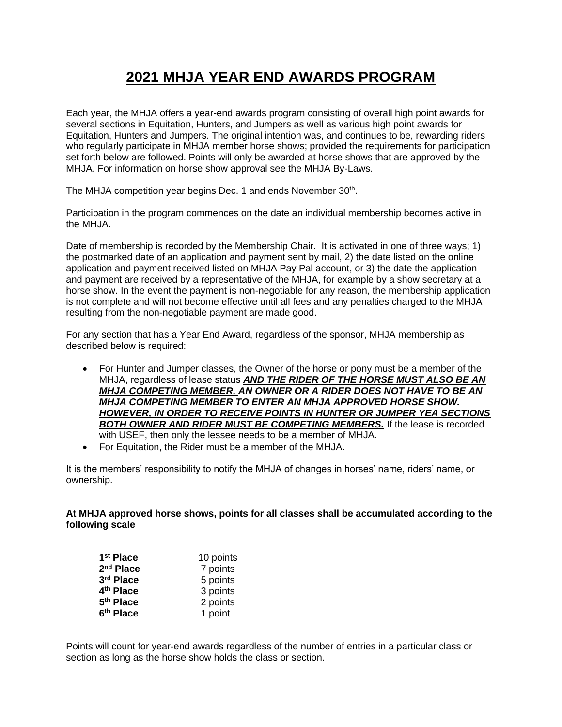# 2021 MHJA YEAR END AWARDS PROGRAM

Each year, the MHJA offers a year-end awards program consisting of overall high point awards for several sections in Equitation, Hunters, and Jumpers as well as various high point awards for Equitation, Hunters and Jumpers. The original intention was, and continues to be, rewarding riders who regularly participate in MHJA member horse shows; provided the requirements for participation set forth below are followed. Points will only be awarded at horse shows that are approved by the MHJA. For information on horse show approval see the MHJA By-Laws.

The MHJA competition year begins Dec. 1 and ends November 30th.

Participation in the program commences on the date an individual membership becomes active in the MHJA.

Date of membership is recorded by the Membership Chair. It is activated in one of three ways; 1) the postmarked date of an application and payment sent by mail, 2) the date listed on the online application and payment received listed on MHJA Pay Pal account, or 3) the date the application and payment are received by a representative of the MHJA, for example by a show secretary at a horse show. In the event the payment is non-negotiable for any reason, the membership application is not complete and will not become effective until all fees and any penalties charged to the MHJA resulting from the non-negotiable payment are made good.

For any section that has a Year End Award, regardless of the sponsor, MHJA membership as described below is required:

- For Hunter and Jumper classes, the Owner of the horse or pony must be a member of the MHJA, regardless of lease status ***AND THE RIDER OF THE HORSE MUST ALSO BE AN MHJA COMPETING MEMBER. AN OWNER OR A RIDER DOES NOT HAVE TO BE AN MHJA COMPETING MEMBER TO ENTER AN MHJA APPROVED HORSE SHOW. HOWEVER, IN ORDER TO RECEIVE POINTS IN HUNTER OR JUMPER YEA SECTIONS BOTH OWNER AND RIDER MUST BE COMPETING MEMBERS.*** If the lease is recorded with USEF, then only the lessee needs to be a member of MHJA.
- For Equitation, the Rider must be a member of the MHJA.

It is the members' responsibility to notify the MHJA of changes in horses' name, riders' name, or ownership.

**At MHJA approved horse shows, points for all classes shall be accumulated according to the following scale**

| Place | Points |
|---|---|
| **1st Place** | 10 points |
| **2nd Place** | 7 points |
| **3rd Place** | 5 points |
| **4th Place** | 3 points |
| **5th Place** | 2 points |
| **6th Place** | 1 point |

Points will count for year-end awards regardless of the number of entries in a particular class or section as long as the horse show holds the class or section.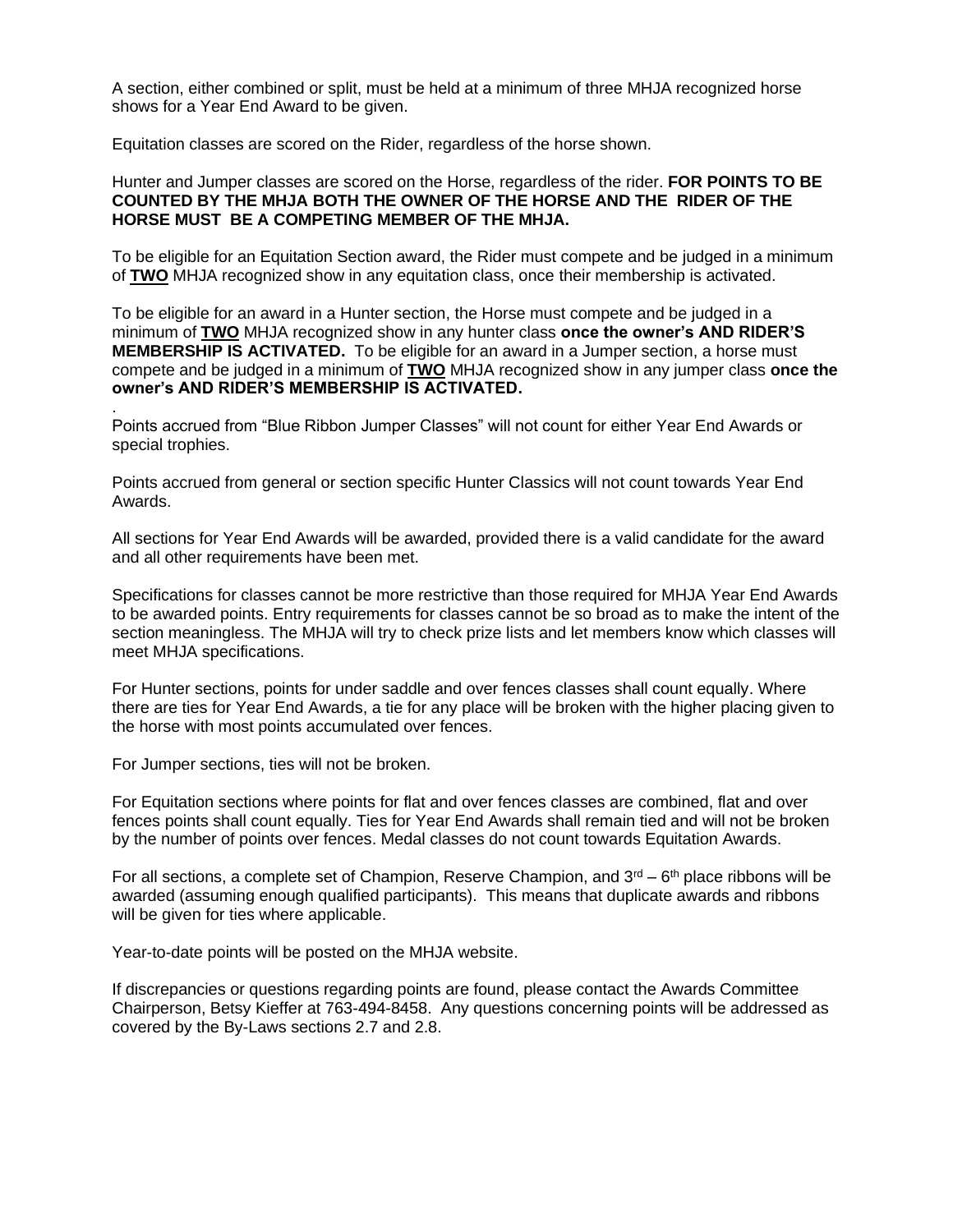A section, either combined or split, must be held at a minimum of three MHJA recognized horse shows for a Year End Award to be given.

Equitation classes are scored on the Rider, regardless of the horse shown.

Hunter and Jumper classes are scored on the Horse, regardless of the rider. **FOR POINTS TO BE COUNTED BY THE MHJA BOTH THE OWNER OF THE HORSE AND THE RIDER OF THE HORSE MUST BE A COMPETING MEMBER OF THE MHJA.**

To be eligible for an Equitation Section award, the Rider must compete and be judged in a minimum of **TWO** MHJA recognized show in any equitation class, once their membership is activated.

To be eligible for an award in a Hunter section, the Horse must compete and be judged in a minimum of **TWO** MHJA recognized show in any hunter class **once the owner's AND RIDER'S MEMBERSHIP IS ACTIVATED.** To be eligible for an award in a Jumper section, a horse must compete and be judged in a minimum of **TWO** MHJA recognized show in any jumper class **once the owner's AND RIDER'S MEMBERSHIP IS ACTIVATED.**

.

Points accrued from "Blue Ribbon Jumper Classes" will not count for either Year End Awards or special trophies.

Points accrued from general or section specific Hunter Classics will not count towards Year End Awards.

All sections for Year End Awards will be awarded, provided there is a valid candidate for the award and all other requirements have been met.

Specifications for classes cannot be more restrictive than those required for MHJA Year End Awards to be awarded points. Entry requirements for classes cannot be so broad as to make the intent of the section meaningless. The MHJA will try to check prize lists and let members know which classes will meet MHJA specifications.

For Hunter sections, points for under saddle and over fences classes shall count equally. Where there are ties for Year End Awards, a tie for any place will be broken with the higher placing given to the horse with most points accumulated over fences.

For Jumper sections, ties will not be broken.

For Equitation sections where points for flat and over fences classes are combined, flat and over fences points shall count equally. Ties for Year End Awards shall remain tied and will not be broken by the number of points over fences. Medal classes do not count towards Equitation Awards.

For all sections, a complete set of Champion, Reserve Champion, and 3rd – 6th place ribbons will be awarded (assuming enough qualified participants). This means that duplicate awards and ribbons will be given for ties where applicable.

Year-to-date points will be posted on the MHJA website.

If discrepancies or questions regarding points are found, please contact the Awards Committee Chairperson, Betsy Kieffer at 763-494-8458. Any questions concerning points will be addressed as covered by the By-Laws sections 2.7 and 2.8.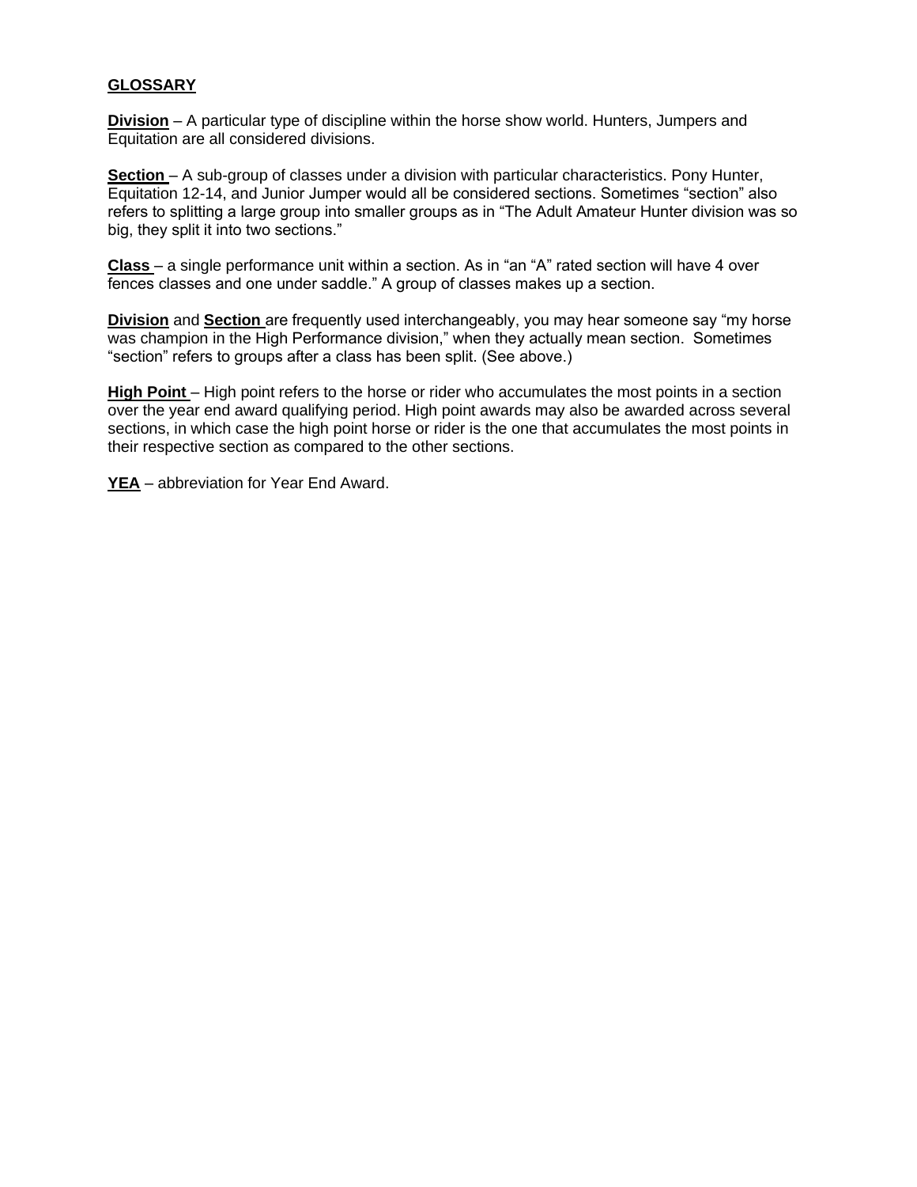## GLOSSARY

**Division** – A particular type of discipline within the horse show world. Hunters, Jumpers and Equitation are all considered divisions.

**Section** – A sub-group of classes under a division with particular characteristics. Pony Hunter, Equitation 12-14, and Junior Jumper would all be considered sections. Sometimes "section" also refers to splitting a large group into smaller groups as in "The Adult Amateur Hunter division was so big, they split it into two sections."

**Class** – a single performance unit within a section. As in "an "A" rated section will have 4 over fences classes and one under saddle." A group of classes makes up a section.

**Division** and **Section** are frequently used interchangeably, you may hear someone say "my horse was champion in the High Performance division," when they actually mean section. Sometimes "section" refers to groups after a class has been split. (See above.)

**High Point** – High point refers to the horse or rider who accumulates the most points in a section over the year end award qualifying period. High point awards may also be awarded across several sections, in which case the high point horse or rider is the one that accumulates the most points in their respective section as compared to the other sections.

**YEA** – abbreviation for Year End Award.